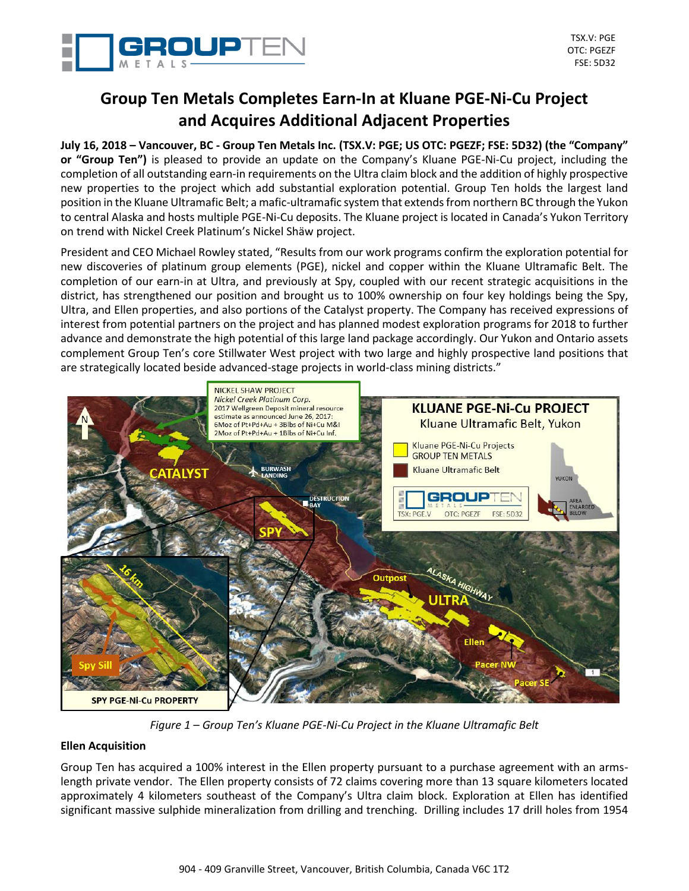# Group Ten Metals Completes Earn-In at Kluane PGE-Ni-Cu Project and Acquires Additional Adjacent Properties

**July 16, 2018 – Vancouver, BC - Group Ten Metals Inc. (TSX.V: PGE; US OTC: PGEZF; FSE: 5D32) (the "Company" or "Group Ten")** is pleased to provide an update on the Company's Kluane PGE-Ni-Cu project, including the completion of all outstanding earn-in requirements on the Ultra claim block and the addition of highly prospective new properties to the project which add substantial exploration potential. Group Ten holds the largest land position in the Kluane Ultramafic Belt; a mafic-ultramafic system that extends from northern BC through the Yukon to central Alaska and hosts multiple PGE-Ni-Cu deposits. The Kluane project is located in Canada's Yukon Territory on trend with Nickel Creek Platinum's Nickel Shäw project.

President and CEO Michael Rowley stated, "Results from our work programs confirm the exploration potential for new discoveries of platinum group elements (PGE), nickel and copper within the Kluane Ultramafic Belt. The completion of our earn-in at Ultra, and previously at Spy, coupled with our recent strategic acquisitions in the district, has strengthened our position and brought us to 100% ownership on four key holdings being the Spy, Ultra, and Ellen properties, and also portions of the Catalyst property. The Company has received expressions of interest from potential partners on the project and has planned modest exploration programs for 2018 to further advance and demonstrate the high potential of this large land package accordingly. Our Yukon and Ontario assets complement Group Ten's core Stillwater West project with two large and highly prospective land positions that are strategically located beside advanced-stage projects in world-class mining districts."

*Figure 1 – Group Ten's Kluane PGE-Ni-Cu Project in the Kluane Ultramafic Belt*

### Ellen Acquisition

Group Ten has acquired a 100% interest in the Ellen property pursuant to a purchase agreement with an arms-length private vendor. The Ellen property consists of 72 claims covering more than 13 square kilometers located approximately 4 kilometers southeast of the Company's Ultra claim block. Exploration at Ellen has identified significant massive sulphide mineralization from drilling and trenching. Drilling includes 17 drill holes from 1954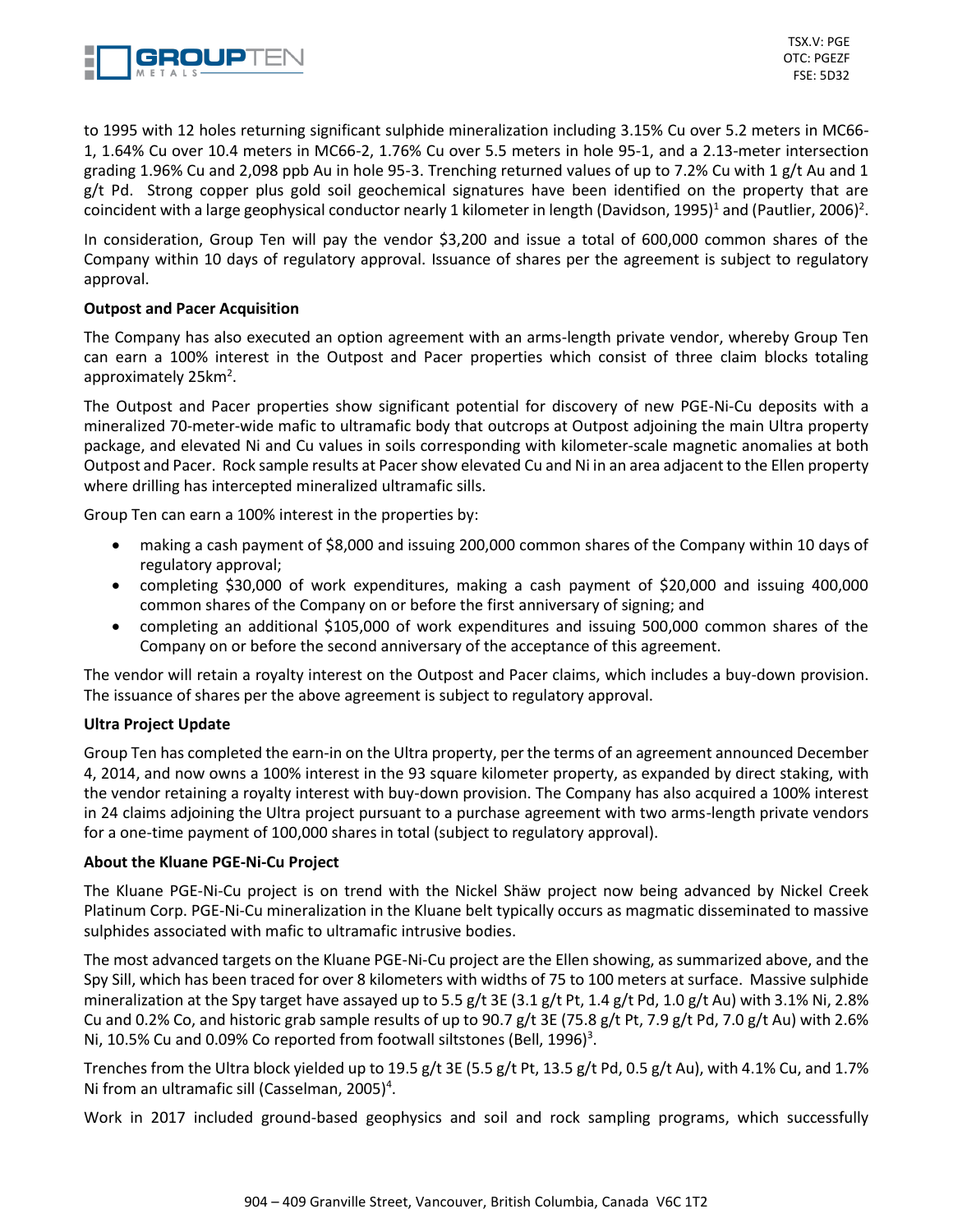to 1995 with 12 holes returning significant sulphide mineralization including 3.15% Cu over 5.2 meters in MC66-1, 1.64% Cu over 10.4 meters in MC66-2, 1.76% Cu over 5.5 meters in hole 95-1, and a 2.13-meter intersection grading 1.96% Cu and 2,098 ppb Au in hole 95-3. Trenching returned values of up to 7.2% Cu with 1 g/t Au and 1 g/t Pd. Strong copper plus gold soil geochemical signatures have been identified on the property that are coincident with a large geophysical conductor nearly 1 kilometer in length (Davidson, 1995)[1] and (Pautlier, 2006)[2].

In consideration, Group Ten will pay the vendor $3,200 and issue a total of 600,000 common shares of the Company within 10 days of regulatory approval. Issuance of shares per the agreement is subject to regulatory approval.

**Outpost and Pacer Acquisition**

The Company has also executed an option agreement with an arms-length private vendor, whereby Group Ten can earn a 100% interest in the Outpost and Pacer properties which consist of three claim blocks totaling approximately 25km$^2$.

The Outpost and Pacer properties show significant potential for discovery of new PGE-Ni-Cu deposits with a mineralized 70-meter-wide mafic to ultramafic body that outcrops at Outpost adjoining the main Ultra property package, and elevated Ni and Cu values in soils corresponding with kilometer-scale magnetic anomalies at both Outpost and Pacer. Rock sample results at Pacer show elevated Cu and Ni in an area adjacent to the Ellen property where drilling has intercepted mineralized ultramafic sills.

Group Ten can earn a 100% interest in the properties by:

- making a cash payment of $8,000 and issuing 200,000 common shares of the Company within 10 days of regulatory approval;
- completing $30,000 of work expenditures, making a cash payment of $20,000 and issuing 400,000 common shares of the Company on or before the first anniversary of signing; and
- completing an additional $105,000 of work expenditures and issuing 500,000 common shares of the Company on or before the second anniversary of the acceptance of this agreement.

The vendor will retain a royalty interest on the Outpost and Pacer claims, which includes a buy-down provision. The issuance of shares per the above agreement is subject to regulatory approval.

**Ultra Project Update**

Group Ten has completed the earn-in on the Ultra property, per the terms of an agreement announced December 4, 2014, and now owns a 100% interest in the 93 square kilometer property, as expanded by direct staking, with the vendor retaining a royalty interest with buy-down provision. The Company has also acquired a 100% interest in 24 claims adjoining the Ultra project pursuant to a purchase agreement with two arms-length private vendors for a one-time payment of 100,000 shares in total (subject to regulatory approval).

**About the Kluane PGE-Ni-Cu Project**

The Kluane PGE-Ni-Cu project is on trend with the Nickel Shäw project now being advanced by Nickel Creek Platinum Corp. PGE-Ni-Cu mineralization in the Kluane belt typically occurs as magmatic disseminated to massive sulphides associated with mafic to ultramafic intrusive bodies.

The most advanced targets on the Kluane PGE-Ni-Cu project are the Ellen showing, as summarized above, and the Spy Sill, which has been traced for over 8 kilometers with widths of 75 to 100 meters at surface. Massive sulphide mineralization at the Spy target have assayed up to 5.5 g/t 3E (3.1 g/t Pt, 1.4 g/t Pd, 1.0 g/t Au) with 3.1% Ni, 2.8% Cu and 0.2% Co, and historic grab sample results of up to 90.7 g/t 3E (75.8 g/t Pt, 7.9 g/t Pd, 7.0 g/t Au) with 2.6% Ni, 10.5% Cu and 0.09% Co reported from footwall siltstones (Bell, 1996)[3].

Trenches from the Ultra block yielded up to 19.5 g/t 3E (5.5 g/t Pt, 13.5 g/t Pd, 0.5 g/t Au), with 4.1% Cu, and 1.7% Ni from an ultramafic sill (Casselman, 2005)[4].

Work in 2017 included ground-based geophysics and soil and rock sampling programs, which successfully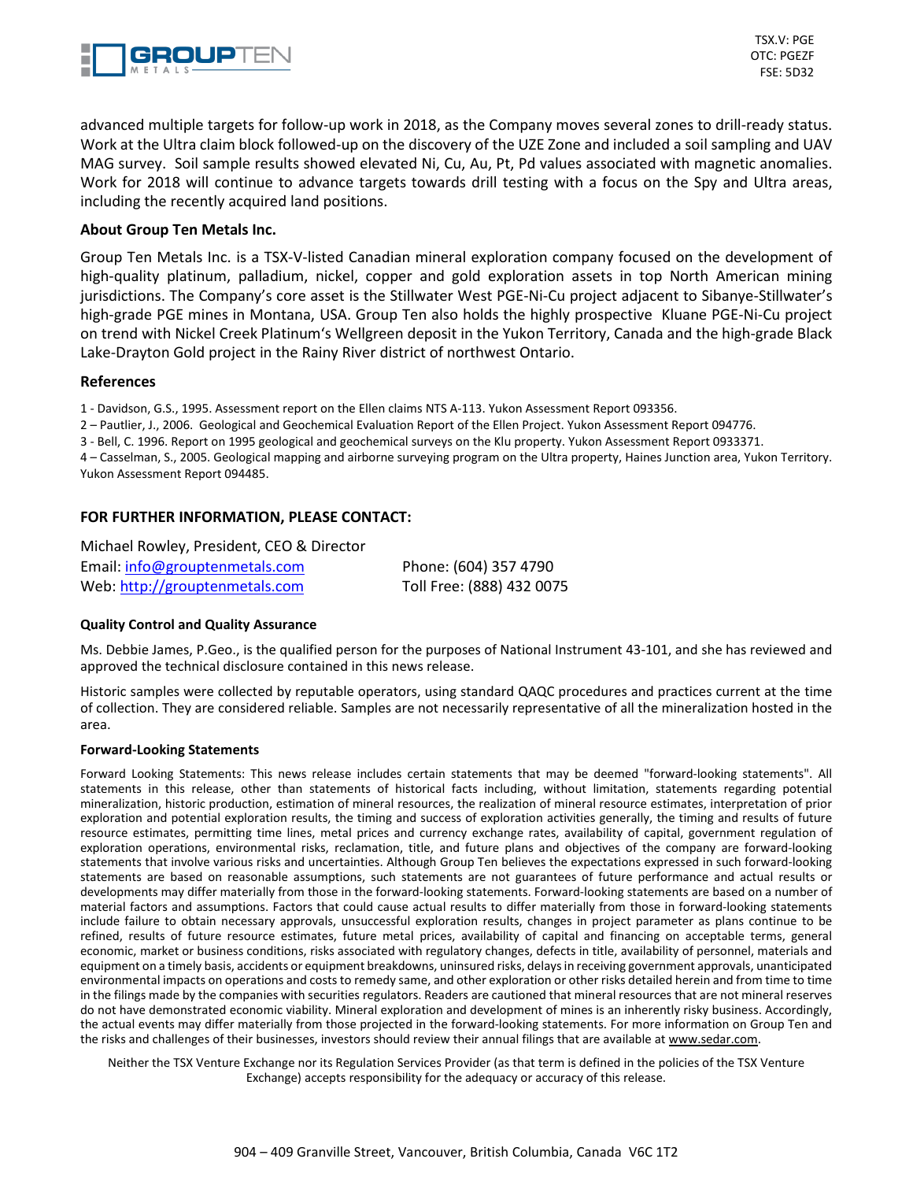advanced multiple targets for follow-up work in 2018, as the Company moves several zones to drill-ready status. Work at the Ultra claim block followed-up on the discovery of the UZE Zone and included a soil sampling and UAV MAG survey. Soil sample results showed elevated Ni, Cu, Au, Pt, Pd values associated with magnetic anomalies. Work for 2018 will continue to advance targets towards drill testing with a focus on the Spy and Ultra areas, including the recently acquired land positions.

### About Group Ten Metals Inc.

Group Ten Metals Inc. is a TSX-V-listed Canadian mineral exploration company focused on the development of high-quality platinum, palladium, nickel, copper and gold exploration assets in top North American mining jurisdictions. The Company's core asset is the Stillwater West PGE-Ni-Cu project adjacent to Sibanye-Stillwater's high-grade PGE mines in Montana, USA. Group Ten also holds the highly prospective Kluane PGE-Ni-Cu project on trend with Nickel Creek Platinum's Wellgreen deposit in the Yukon Territory, Canada and the high-grade Black Lake-Drayton Gold project in the Rainy River district of northwest Ontario.

### References

1 - Davidson, G.S., 1995. Assessment report on the Ellen claims NTS A-113. Yukon Assessment Report 093356.

2 – Pautlier, J., 2006. Geological and Geochemical Evaluation Report of the Ellen Project. Yukon Assessment Report 094776.

3 - Bell, C. 1996. Report on 1995 geological and geochemical surveys on the Klu property. Yukon Assessment Report 0933371.

4 – Casselman, S., 2005. Geological mapping and airborne surveying program on the Ultra property, Haines Junction area, Yukon Territory. Yukon Assessment Report 094485.

### FOR FURTHER INFORMATION, PLEASE CONTACT:

Michael Rowley, President, CEO & Director
Email: info@grouptenmetals.com
Web: http://grouptenmetals.com

Phone: (604) 357 4790
Toll Free: (888) 432 0075

#### Quality Control and Quality Assurance

Ms. Debbie James, P.Geo., is the qualified person for the purposes of National Instrument 43-101, and she has reviewed and approved the technical disclosure contained in this news release.

Historic samples were collected by reputable operators, using standard QAQC procedures and practices current at the time of collection. They are considered reliable. Samples are not necessarily representative of all the mineralization hosted in the area.

#### Forward-Looking Statements

Forward Looking Statements: This news release includes certain statements that may be deemed "forward-looking statements". All statements in this release, other than statements of historical facts including, without limitation, statements regarding potential mineralization, historic production, estimation of mineral resources, the realization of mineral resource estimates, interpretation of prior exploration and potential exploration results, the timing and success of exploration activities generally, the timing and results of future resource estimates, permitting time lines, metal prices and currency exchange rates, availability of capital, government regulation of exploration operations, environmental risks, reclamation, title, and future plans and objectives of the company are forward-looking statements that involve various risks and uncertainties. Although Group Ten believes the expectations expressed in such forward-looking statements are based on reasonable assumptions, such statements are not guarantees of future performance and actual results or developments may differ materially from those in the forward-looking statements. Forward-looking statements are based on a number of material factors and assumptions. Factors that could cause actual results to differ materially from those in forward-looking statements include failure to obtain necessary approvals, unsuccessful exploration results, changes in project parameter as plans continue to be refined, results of future resource estimates, future metal prices, availability of capital and financing on acceptable terms, general economic, market or business conditions, risks associated with regulatory changes, defects in title, availability of personnel, materials and equipment on a timely basis, accidents or equipment breakdowns, uninsured risks, delays in receiving government approvals, unanticipated environmental impacts on operations and costs to remedy same, and other exploration or other risks detailed herein and from time to time in the filings made by the companies with securities regulators. Readers are cautioned that mineral resources that are not mineral reserves do not have demonstrated economic viability. Mineral exploration and development of mines is an inherently risky business. Accordingly, the actual events may differ materially from those projected in the forward-looking statements. For more information on Group Ten and the risks and challenges of their businesses, investors should review their annual filings that are available at www.sedar.com.

Neither the TSX Venture Exchange nor its Regulation Services Provider (as that term is defined in the policies of the TSX Venture Exchange) accepts responsibility for the adequacy or accuracy of this release.

904 – 409 Granville Street, Vancouver, British Columbia, Canada V6C 1T2